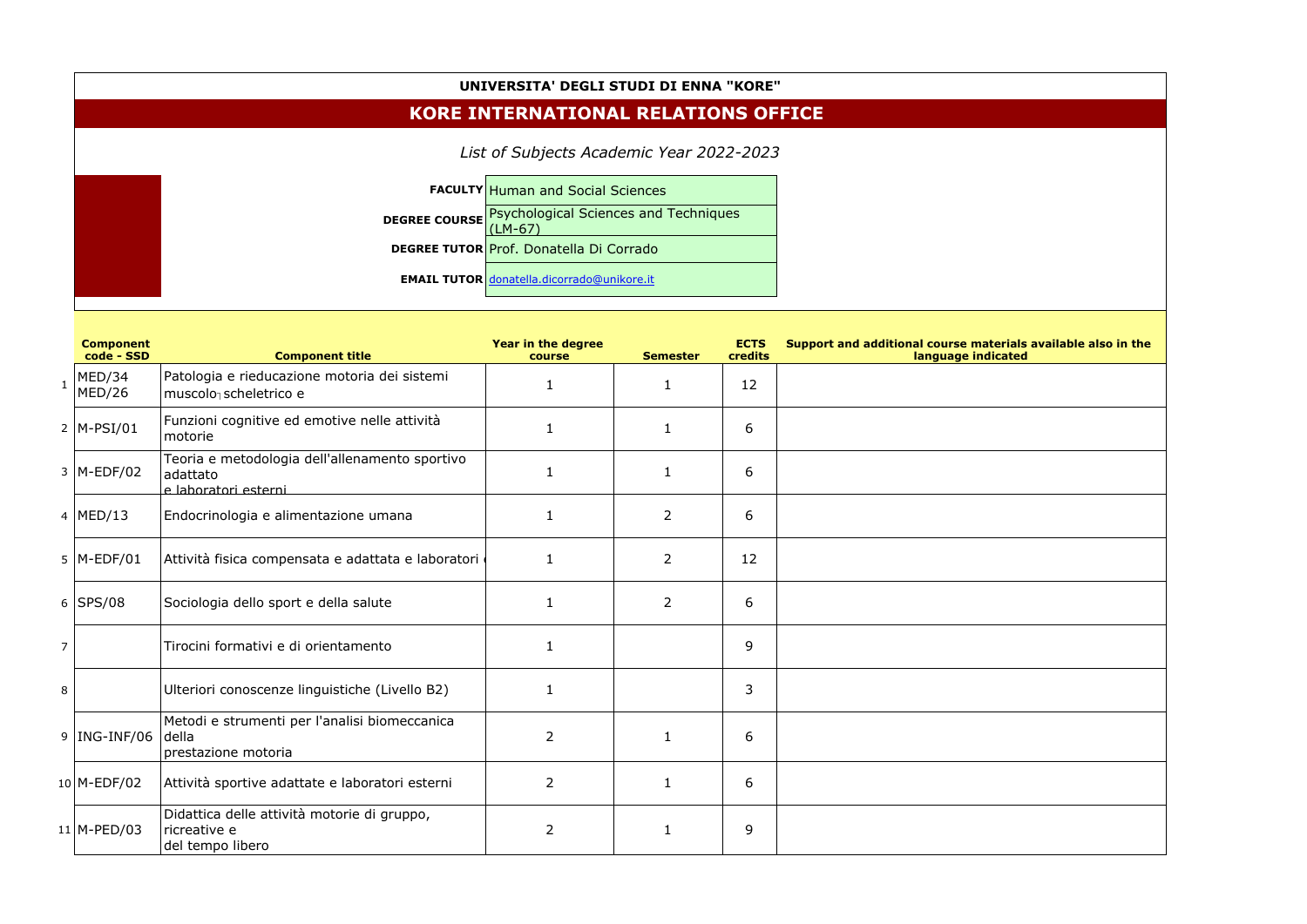**UNIVERSITA' DEGLI STUDI DI ENNA "KORE"**

## KORE INTERNATIONAL RELATIONS OFFICE

*List of Subjects Academic Year 2022-2023*

| | |
|---|---|
| **FACULTY** | Human and Social Sciences |
| **DEGREE COURSE** | Psychological Sciences and Techniques (LM-67) |
| **DEGREE TUTOR** | Prof. Donatella Di Corrado |
| **EMAIL TUTOR** | donatella.dicorrado@unikore.it |

| | Component code - SSD | Component title | Year in the degree course | Semester | ECTS credits | Support and additional course materials available also in the language indicated |
|---|---|---|---|---|---|---|
| 1 | MED/34 MED/26 | Patologia e rieducazione motoria dei sistemi muscolo scheletrico e | 1 | 1 | 12 | |
| 2 | M-PSI/01 | Funzioni cognitive ed emotive nelle attività motorie | 1 | 1 | 6 | |
| 3 | M-EDF/02 | Teoria e metodologia dell'allenamento sportivo adattato e laboratori esterni | 1 | 1 | 6 | |
| 4 | MED/13 | Endocrinologia e alimentazione umana | 1 | 2 | 6 | |
| 5 | M-EDF/01 | Attività fisica compensata e adattata e laboratori | 1 | 2 | 12 | |
| 6 | SPS/08 | Sociologia dello sport e della salute | 1 | 2 | 6 | |
| 7 | | Tirocini formativi e di orientamento | 1 | | 9 | |
| 8 | | Ulteriori conoscenze linguistiche (Livello B2) | 1 | | 3 | |
| 9 | ING-INF/06 | Metodi e strumenti per l'analisi biomeccanica della prestazione motoria | 2 | 1 | 6 | |
| 10 | M-EDF/02 | Attività sportive adattate e laboratori esterni | 2 | 1 | 6 | |
| 11 | M-PED/03 | Didattica delle attività motorie di gruppo, ricreative e del tempo libero | 2 | 1 | 9 | |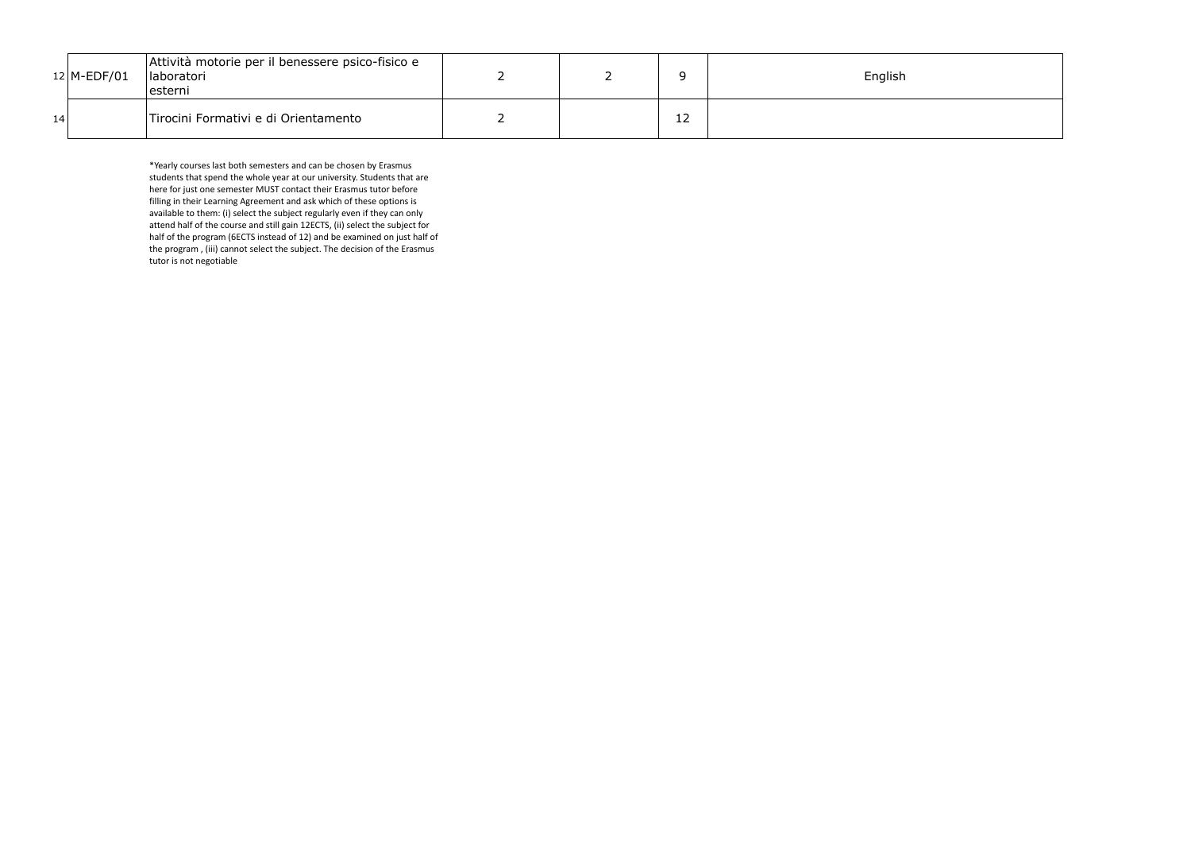| | | | | | | |
|---|---|---|---|---|---|---|
| 12 | M-EDF/01 | Attività motorie per il benessere psico-fisico e laboratori esterni | 2 | 2 | 9 | English |
| 14 | | Tirocini Formativi e di Orientamento | 2 | | 12 | |

*Yearly courses last both semesters and can be chosen by Erasmus students that spend the whole year at our university. Students that are here for just one semester MUST contact their Erasmus tutor before filling in their Learning Agreement and ask which of these options is available to them: (i) select the subject regularly even if they can only attend half of the course and still gain 12ECTS, (ii) select the subject for half of the program (6ECTS instead of 12) and be examined on just half of the program , (iii) cannot select the subject. The decision of the Erasmus tutor is not negotiable